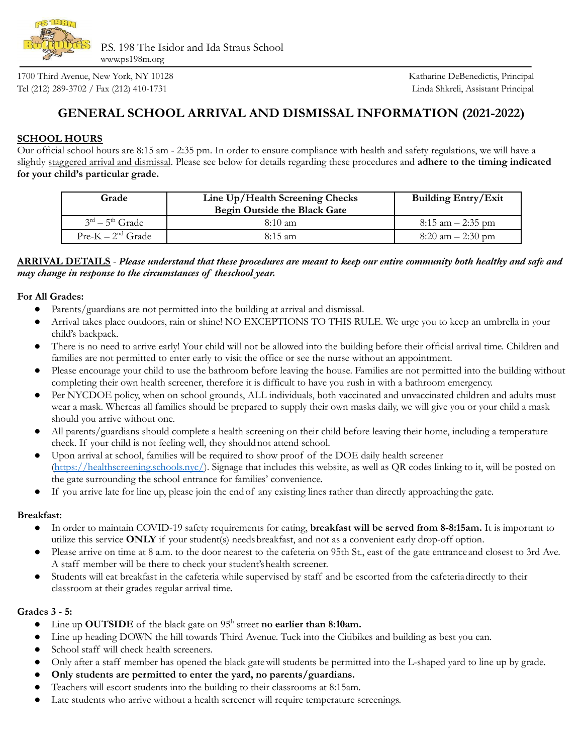P.S. 198 The Isidor and Ida Straus School
www.ps198m.org

1700 Third Avenue, New York, NY 10128
Tel (212) 289-3702 / Fax (212) 410-1731

Katharine DeBenedictis, Principal
Linda Shkreli, Assistant Principal

# GENERAL SCHOOL ARRIVAL AND DISMISSAL INFORMATION (2021-2022)

## SCHOOL HOURS

Our official school hours are 8:15 am - 2:35 pm. In order to ensure compliance with health and safety regulations, we will have a slightly staggered arrival and dismissal. Please see below for details regarding these procedures and **adhere to the timing indicated for your child's particular grade.**

| Grade | Line Up/Health Screening Checks Begin Outside the Black Gate | Building Entry/Exit |
|---|---|---|
| 3rd – 5th Grade | 8:10 am | 8:15 am – 2:35 pm |
| Pre-K – 2nd Grade | 8:15 am | 8:20 am – 2:30 pm |

**ARRIVAL DETAILS** - ***Please understand that these procedures are meant to keep our entire community both healthy and safe and may change in response to the circumstances of theschool year.***

**For All Grades:**

- Parents/guardians are not permitted into the building at arrival and dismissal.
- Arrival takes place outdoors, rain or shine! NO EXCEPTIONS TO THIS RULE. We urge you to keep an umbrella in your child's backpack.
- There is no need to arrive early! Your child will not be allowed into the building before their official arrival time. Children and families are not permitted to enter early to visit the office or see the nurse without an appointment.
- Please encourage your child to use the bathroom before leaving the house. Families are not permitted into the building without completing their own health screener, therefore it is difficult to have you rush in with a bathroom emergency.
- Per NYCDOE policy, when on school grounds, ALL individuals, both vaccinated and unvaccinated children and adults must wear a mask. Whereas all families should be prepared to supply their own masks daily, we will give you or your child a mask should you arrive without one.
- All parents/guardians should complete a health screening on their child before leaving their home, including a temperature check. If your child is not feeling well, they should not attend school.
- Upon arrival at school, families will be required to show proof of the DOE daily health screener (https://healthscreening.schools.nyc/). Signage that includes this website, as well as QR codes linking to it, will be posted on the gate surrounding the school entrance for families' convenience.
- If you arrive late for line up, please join the end of any existing lines rather than directly approaching the gate.

**Breakfast:**

- In order to maintain COVID-19 safety requirements for eating, **breakfast will be served from 8-8:15am.** It is important to utilize this service **ONLY** if your student(s) needs breakfast, and not as a convenient early drop-off option.
- Please arrive on time at 8 a.m. to the door nearest to the cafeteria on 95th St., east of the gate entrance and closest to 3rd Ave. A staff member will be there to check your student's health screener.
- Students will eat breakfast in the cafeteria while supervised by staff and be escorted from the cafeteria directly to their classroom at their grades regular arrival time.

**Grades 3 - 5:**

- Line up **OUTSIDE** of the black gate on 95th street **no earlier than 8:10am.**
- Line up heading DOWN the hill towards Third Avenue. Tuck into the Citibikes and building as best you can.
- School staff will check health screeners.
- Only after a staff member has opened the black gate will students be permitted into the L-shaped yard to line up by grade.
- **Only students are permitted to enter the yard, no parents/guardians.**
- Teachers will escort students into the building to their classrooms at 8:15am.
- Late students who arrive without a health screener will require temperature screenings.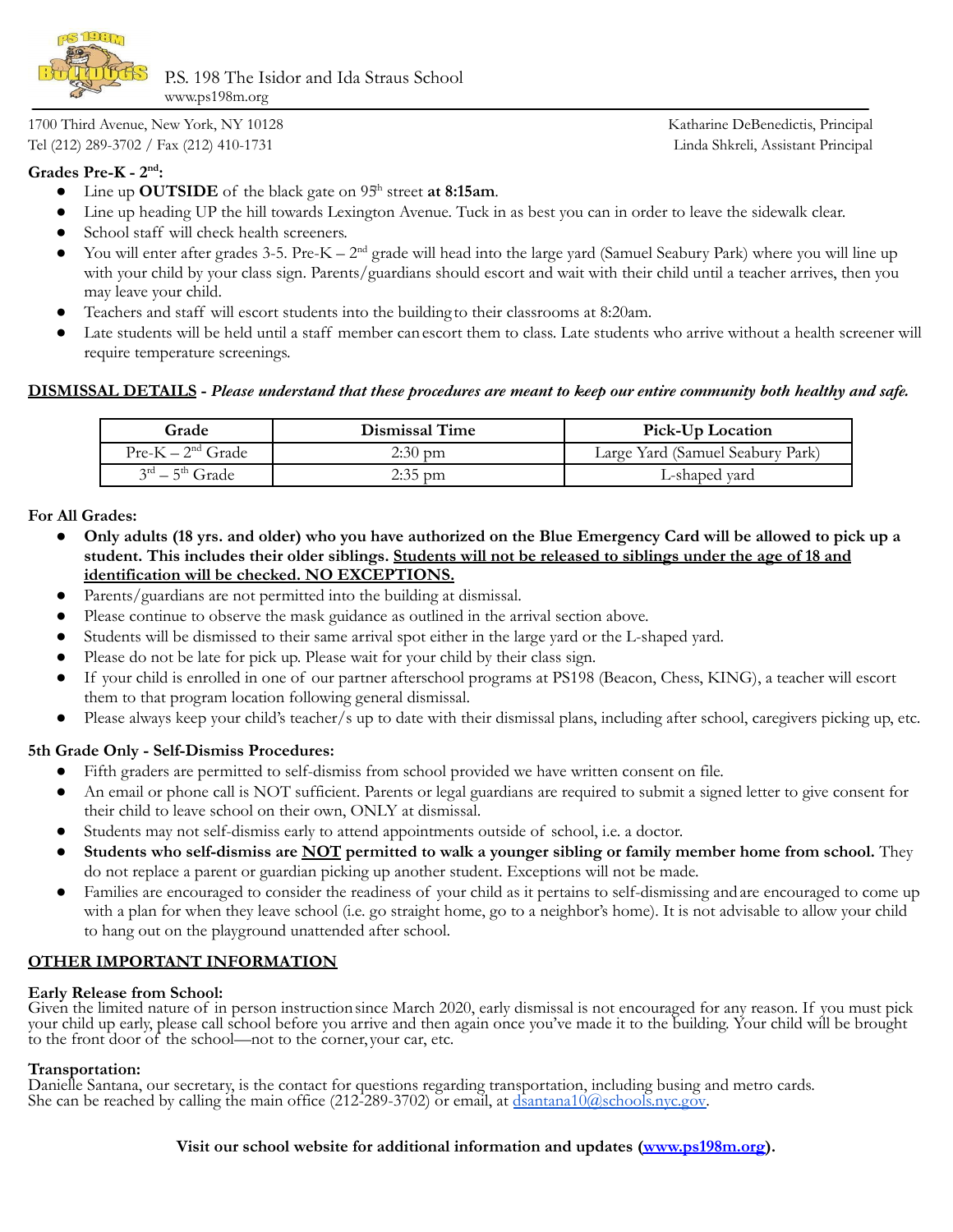P.S. 198 The Isidor and Ida Straus School
www.ps198m.org

1700 Third Avenue, New York, NY 10128
Tel (212) 289-3702 / Fax (212) 410-1731

Katharine DeBenedictis, Principal
Linda Shkreli, Assistant Principal

**Grades Pre-K - 2nd:**

- Line up **OUTSIDE** of the black gate on 95th street **at 8:15am**.
- Line up heading UP the hill towards Lexington Avenue. Tuck in as best you can in order to leave the sidewalk clear.
- School staff will check health screeners.
- You will enter after grades 3-5. Pre-K – 2nd grade will head into the large yard (Samuel Seabury Park) where you will line up with your child by your class sign. Parents/guardians should escort and wait with their child until a teacher arrives, then you may leave your child.
- Teachers and staff will escort students into the building to their classrooms at 8:20am.
- Late students will be held until a staff member can escort them to class. Late students who arrive without a health screener will require temperature screenings.

**DISMISSAL DETAILS** - ***Please understand that these procedures are meant to keep our entire community both healthy and safe.***

| Grade | Dismissal Time | Pick-Up Location |
|---|---|---|
| Pre-K – 2nd Grade | 2:30 pm | Large Yard (Samuel Seabury Park) |
| 3rd – 5th Grade | 2:35 pm | L-shaped yard |

**For All Grades:**

- **Only adults (18 yrs. and older) who you have authorized on the Blue Emergency Card will be allowed to pick up a student. This includes their older siblings. Students will not be released to siblings under the age of 18 and identification will be checked. NO EXCEPTIONS.**
- Parents/guardians are not permitted into the building at dismissal.
- Please continue to observe the mask guidance as outlined in the arrival section above.
- Students will be dismissed to their same arrival spot either in the large yard or the L-shaped yard.
- Please do not be late for pick up. Please wait for your child by their class sign.
- If your child is enrolled in one of our partner afterschool programs at PS198 (Beacon, Chess, KING), a teacher will escort them to that program location following general dismissal.
- Please always keep your child's teacher/s up to date with their dismissal plans, including after school, caregivers picking up, etc.

**5th Grade Only - Self-Dismiss Procedures:**

- Fifth graders are permitted to self-dismiss from school provided we have written consent on file.
- An email or phone call is NOT sufficient. Parents or legal guardians are required to submit a signed letter to give consent for their child to leave school on their own, ONLY at dismissal.
- Students may not self-dismiss early to attend appointments outside of school, i.e. a doctor.
- **Students who self-dismiss are NOT permitted to walk a younger sibling or family member home from school.** They do not replace a parent or guardian picking up another student. Exceptions will not be made.
- Families are encouraged to consider the readiness of your child as it pertains to self-dismissing and are encouraged to come up with a plan for when they leave school (i.e. go straight home, go to a neighbor's home). It is not advisable to allow your child to hang out on the playground unattended after school.

## OTHER IMPORTANT INFORMATION

**Early Release from School:**
Given the limited nature of in person instruction since March 2020, early dismissal is not encouraged for any reason. If you must pick your child up early, please call school before you arrive and then again once you've made it to the building. Your child will be brought to the front door of the school—not to the corner, your car, etc.

**Transportation:**
Danielle Santana, our secretary, is the contact for questions regarding transportation, including busing and metro cards. She can be reached by calling the main office (212-289-3702) or email, at dsantana10@schools.nyc.gov.

**Visit our school website for additional information and updates (www.ps198m.org).**